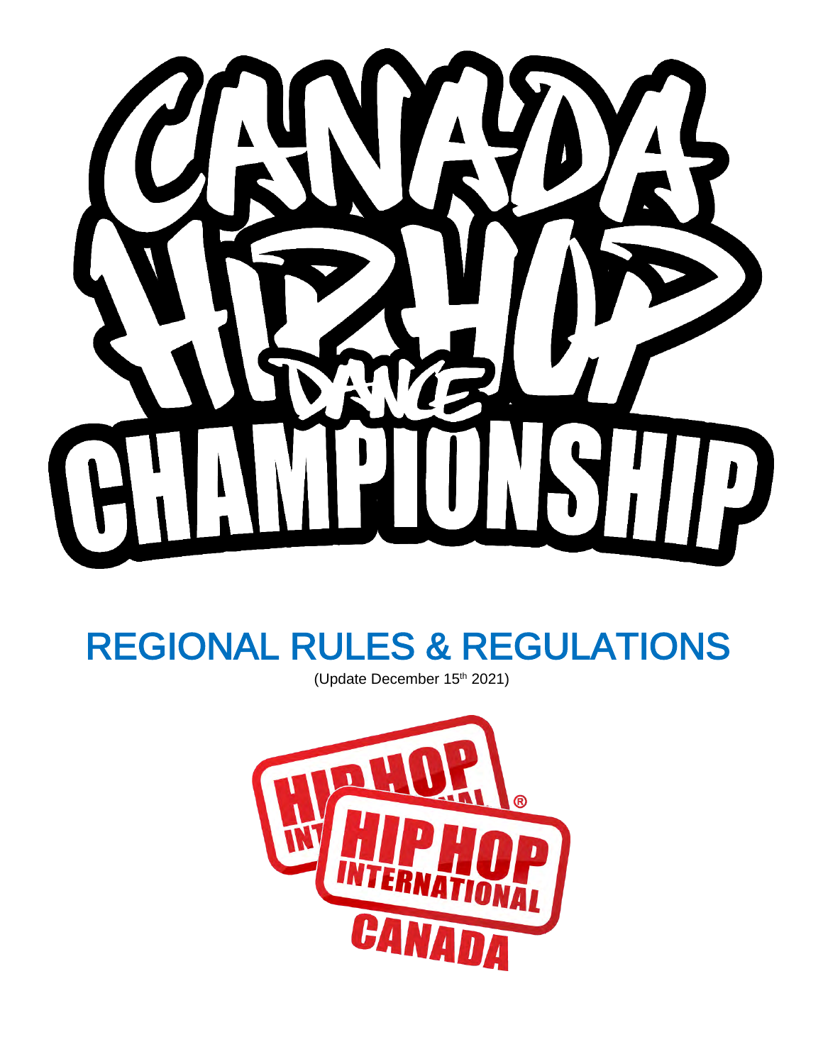# CANADA HIP HOP DANCE CHAMPIONSHIP

## REGIONAL RULES & REGULATIONS

(Update December 15th 2021)

HIP HOP INTERNATIONAL CANADA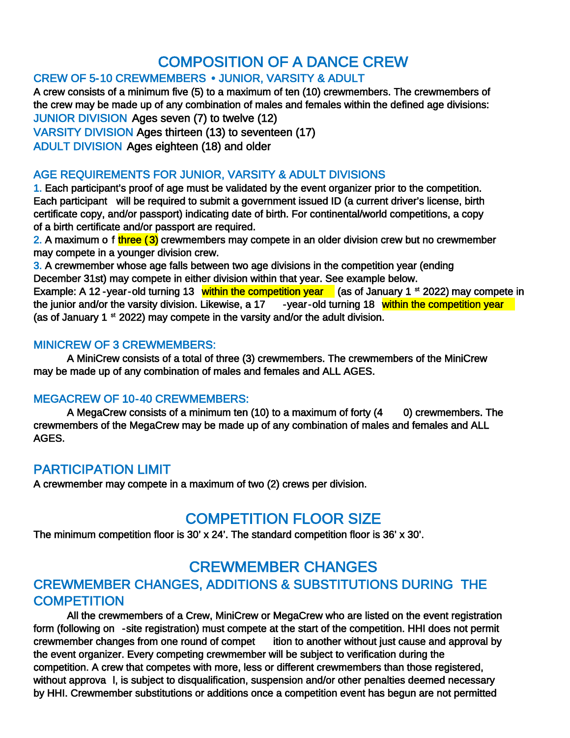# COMPOSITION OF A DANCE CREW

### CREW OF 5-10 CREWMEMBERS • JUNIOR, VARSITY & ADULT

A crew consists of a minimum five (5) to a maximum of ten (10) crewmembers. The crewmembers of the crew may be made up of any combination of males and females within the defined age divisions:

JUNIOR DIVISION Ages seven (7) to twelve (12)

VARSITY DIVISION Ages thirteen (13) to seventeen (17)

ADULT DIVISION Ages eighteen (18) and older

### AGE REQUIREMENTS FOR JUNIOR, VARSITY & ADULT DIVISIONS

1. Each participant's proof of age must be validated by the event organizer prior to the competition. Each participant will be required to submit a government issued ID (a current driver's license, birth certificate copy, and/or passport) indicating date of birth. For continental/world competitions, a copy of a birth certificate and/or passport are required.

2. A maximum of three (3) crewmembers may compete in an older division crew but no crewmember may compete in a younger division crew.

3. A crewmember whose age falls between two age divisions in the competition year (ending December 31st) may compete in either division within that year. See example below.

Example: A 12-year-old turning 13 within the competition year (as of January 1st 2022) may compete in the junior and/or the varsity division. Likewise, a 17-year-old turning 18 within the competition year (as of January 1st 2022) may compete in the varsity and/or the adult division.

### MINICREW OF 3 CREWMEMBERS:

A MiniCrew consists of a total of three (3) crewmembers. The crewmembers of the MiniCrew may be made up of any combination of males and females and ALL AGES.

### MEGACREW OF 10-40 CREWMEMBERS:

A MegaCrew consists of a minimum ten (10) to a maximum of forty (40) crewmembers. The crewmembers of the MegaCrew may be made up of any combination of males and females and ALL AGES.

## PARTICIPATION LIMIT

A crewmember may compete in a maximum of two (2) crews per division.

# COMPETITION FLOOR SIZE

The minimum competition floor is 30' x 24'. The standard competition floor is 36' x 30'.

# CREWMEMBER CHANGES

## CREWMEMBER CHANGES, ADDITIONS & SUBSTITUTIONS DURING THE COMPETITION

All the crewmembers of a Crew, MiniCrew or MegaCrew who are listed on the event registration form (following on-site registration) must compete at the start of the competition. HHI does not permit crewmember changes from one round of competition to another without just cause and approval by the event organizer. Every competing crewmember will be subject to verification during the competition. A crew that competes with more, less or different crewmembers than those registered, without approval, is subject to disqualification, suspension and/or other penalties deemed necessary by HHI. Crewmember substitutions or additions once a competition event has begun are not permitted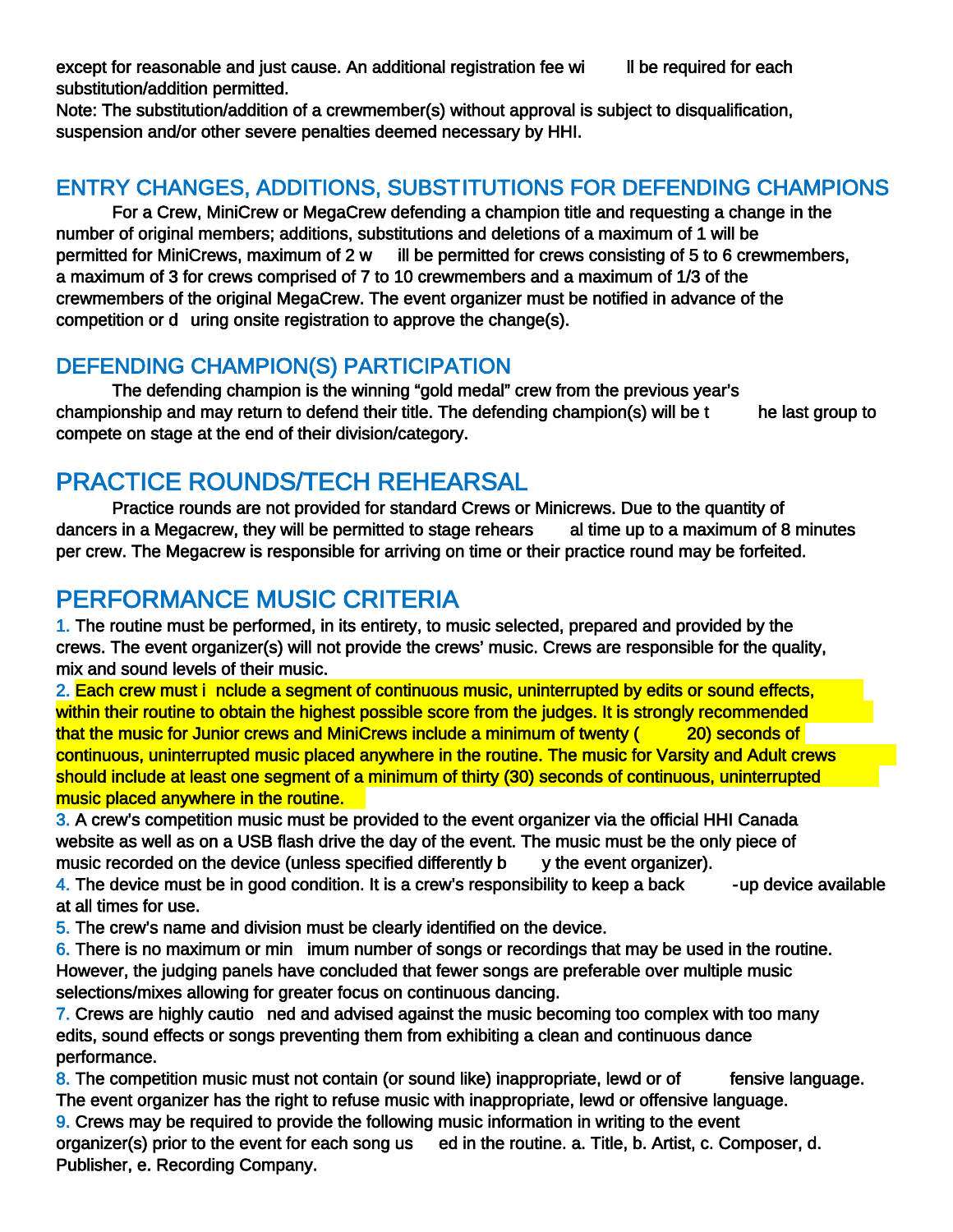except for reasonable and just cause. An additional registration fee will be required for each substitution/addition permitted.
Note: The substitution/addition of a crewmember(s) without approval is subject to disqualification, suspension and/or other severe penalties deemed necessary by HHI.

## ENTRY CHANGES, ADDITIONS, SUBSTITUTIONS FOR DEFENDING CHAMPIONS

For a Crew, MiniCrew or MegaCrew defending a champion title and requesting a change in the number of original members; additions, substitutions and deletions of a maximum of 1 will be permitted for MiniCrews, maximum of 2 will be permitted for crews consisting of 5 to 6 crewmembers, a maximum of 3 for crews comprised of 7 to 10 crewmembers and a maximum of 1/3 of the crewmembers of the original MegaCrew. The event organizer must be notified in advance of the competition or during onsite registration to approve the change(s).

## DEFENDING CHAMPION(S) PARTICIPATION

The defending champion is the winning "gold medal" crew from the previous year's championship and may return to defend their title. The defending champion(s) will be the last group to compete on stage at the end of their division/category.

## PRACTICE ROUNDS/TECH REHEARSAL

Practice rounds are not provided for standard Crews or Minicrews. Due to the quantity of dancers in a Megacrew, they will be permitted to stage rehearsal time up to a maximum of 8 minutes per crew. The Megacrew is responsible for arriving on time or their practice round may be forfeited.

## PERFORMANCE MUSIC CRITERIA

1. The routine must be performed, in its entirety, to music selected, prepared and provided by the crews. The event organizer(s) will not provide the crews' music. Crews are responsible for the quality, mix and sound levels of their music.
2. Each crew must include a segment of continuous music, uninterrupted by edits or sound effects, within their routine to obtain the highest possible score from the judges. It is strongly recommended that the music for Junior crews and MiniCrews include a minimum of twenty (20) seconds of continuous, uninterrupted music placed anywhere in the routine. The music for Varsity and Adult crews should include at least one segment of a minimum of thirty (30) seconds of continuous, uninterrupted music placed anywhere in the routine.
3. A crew's competition music must be provided to the event organizer via the official HHI Canada website as well as on a USB flash drive the day of the event. The music must be the only piece of music recorded on the device (unless specified differently by the event organizer).
4. The device must be in good condition. It is a crew's responsibility to keep a back-up device available at all times for use.
5. The crew's name and division must be clearly identified on the device.
6. There is no maximum or minimum number of songs or recordings that may be used in the routine. However, the judging panels have concluded that fewer songs are preferable over multiple music selections/mixes allowing for greater focus on continuous dancing.
7. Crews are highly cautioned and advised against the music becoming too complex with too many edits, sound effects or songs preventing them from exhibiting a clean and continuous dance performance.
8. The competition music must not contain (or sound like) inappropriate, lewd or offensive language. The event organizer has the right to refuse music with inappropriate, lewd or offensive language.
9. Crews may be required to provide the following music information in writing to the event organizer(s) prior to the event for each song used in the routine. a. Title, b. Artist, c. Composer, d. Publisher, e. Recording Company.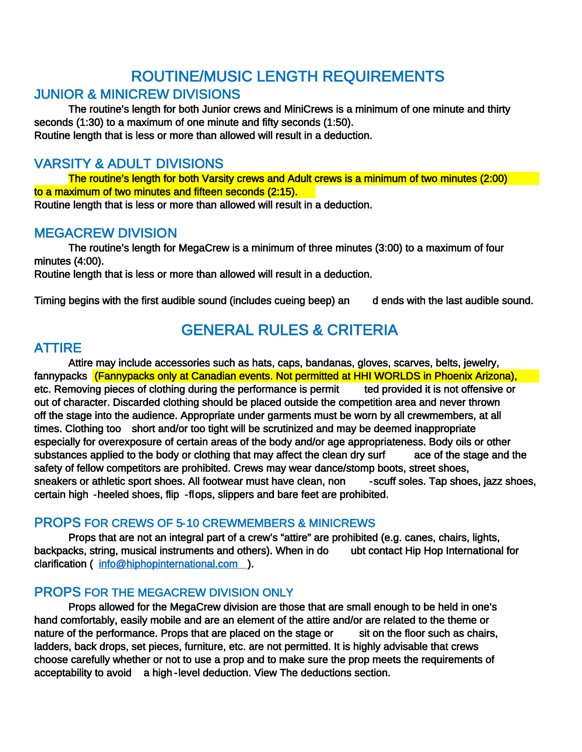# ROUTINE/MUSIC LENGTH REQUIREMENTS

## JUNIOR & MINICREW DIVISIONS

The routine's length for both Junior crews and MiniCrews is a minimum of one minute and thirty seconds (1:30) to a maximum of one minute and fifty seconds (1:50).
Routine length that is less or more than allowed will result in a deduction.

## VARSITY & ADULT DIVISIONS

The routine's length for both Varsity crews and Adult crews is a minimum of two minutes (2:00) to a maximum of two minutes and fifteen seconds (2:15).
Routine length that is less or more than allowed will result in a deduction.

## MEGACREW DIVISION

The routine's length for MegaCrew is a minimum of three minutes (3:00) to a maximum of four minutes (4:00).
Routine length that is less or more than allowed will result in a deduction.

Timing begins with the first audible sound (includes cueing beep) and ends with the last audible sound.

# GENERAL RULES & CRITERIA

## ATTIRE

Attire may include accessories such as hats, caps, bandanas, gloves, scarves, belts, jewelry, fannypacks (Fannypacks only at Canadian events. Not permitted at HHI WORLDS in Phoenix Arizona), etc. Removing pieces of clothing during the performance is permitted provided it is not offensive or out of character. Discarded clothing should be placed outside the competition area and never thrown off the stage into the audience. Appropriate under garments must be worn by all crewmembers, at all times. Clothing too short and/or too tight will be scrutinized and may be deemed inappropriate especially for overexposure of certain areas of the body and/or age appropriateness. Body oils or other substances applied to the body or clothing that may affect the clean dry surface of the stage and the safety of fellow competitors are prohibited. Crews may wear dance/stomp boots, street shoes, sneakers or athletic sport shoes. All footwear must have clean, non-scuff soles. Tap shoes, jazz shoes, certain high-heeled shoes, flip-flops, slippers and bare feet are prohibited.

## PROPS FOR CREWS OF 5-10 CREWMEMBERS & MINICREWS

Props that are not an integral part of a crew's "attire" are prohibited (e.g. canes, chairs, lights, backpacks, string, musical instruments and others). When in doubt contact Hip Hop International for clarification ( info@hiphopinternational.com ).

## PROPS FOR THE MEGACREW DIVISION ONLY

Props allowed for the MegaCrew division are those that are small enough to be held in one's hand comfortably, easily mobile and are an element of the attire and/or are related to the theme or nature of the performance. Props that are placed on the stage or sit on the floor such as chairs, ladders, back drops, set pieces, furniture, etc. are not permitted. It is highly advisable that crews choose carefully whether or not to use a prop and to make sure the prop meets the requirements of acceptability to avoid a high-level deduction. View The deductions section.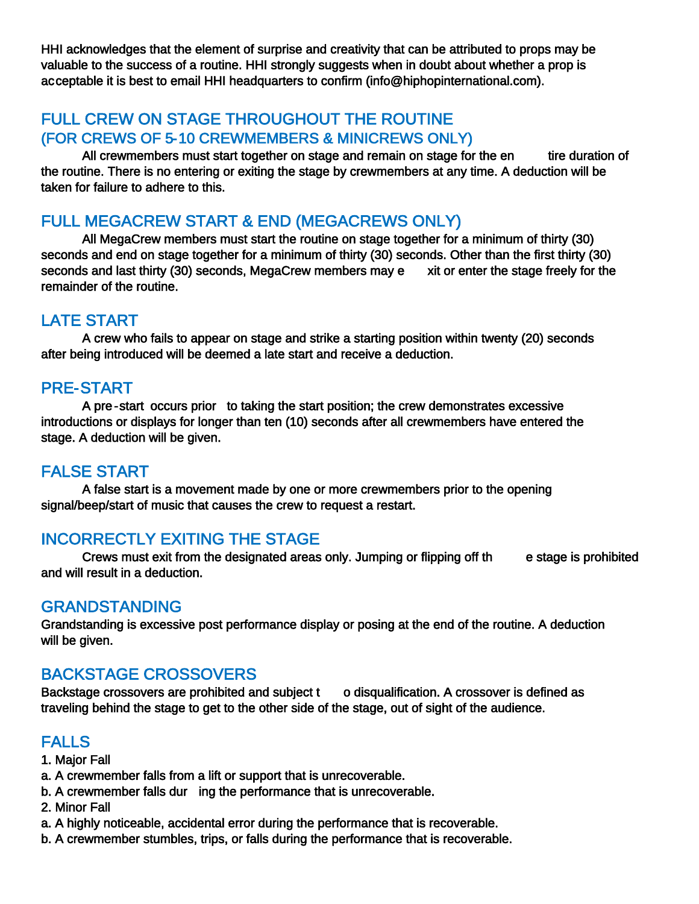HHI acknowledges that the element of surprise and creativity that can be attributed to props may be valuable to the success of a routine. HHI strongly suggests when in doubt about whether a prop is acceptable it is best to email HHI headquarters to confirm (info@hiphopinternational.com).

## FULL CREW ON STAGE THROUGHOUT THE ROUTINE (FOR CREWS OF 5-10 CREWMEMBERS & MINICREWS ONLY)

All crewmembers must start together on stage and remain on stage for the entire duration of the routine. There is no entering or exiting the stage by crewmembers at any time. A deduction will be taken for failure to adhere to this.

## FULL MEGACREW START & END (MEGACREWS ONLY)

All MegaCrew members must start the routine on stage together for a minimum of thirty (30) seconds and end on stage together for a minimum of thirty (30) seconds. Other than the first thirty (30) seconds and last thirty (30) seconds, MegaCrew members may exit or enter the stage freely for the remainder of the routine.

## LATE START

A crew who fails to appear on stage and strike a starting position within twenty (20) seconds after being introduced will be deemed a late start and receive a deduction.

## PRE-START

A pre-start occurs prior to taking the start position; the crew demonstrates excessive introductions or displays for longer than ten (10) seconds after all crewmembers have entered the stage. A deduction will be given.

## FALSE START

A false start is a movement made by one or more crewmembers prior to the opening signal/beep/start of music that causes the crew to request a restart.

## INCORRECTLY EXITING THE STAGE

Crews must exit from the designated areas only. Jumping or flipping off the stage is prohibited and will result in a deduction.

## GRANDSTANDING

Grandstanding is excessive post performance display or posing at the end of the routine. A deduction will be given.

## BACKSTAGE CROSSOVERS

Backstage crossovers are prohibited and subject to disqualification. A crossover is defined as traveling behind the stage to get to the other side of the stage, out of sight of the audience.

## FALLS

1. Major Fall
   a. A crewmember falls from a lift or support that is unrecoverable.
   b. A crewmember falls during the performance that is unrecoverable.
2. Minor Fall
   a. A highly noticeable, accidental error during the performance that is recoverable.
   b. A crewmember stumbles, trips, or falls during the performance that is recoverable.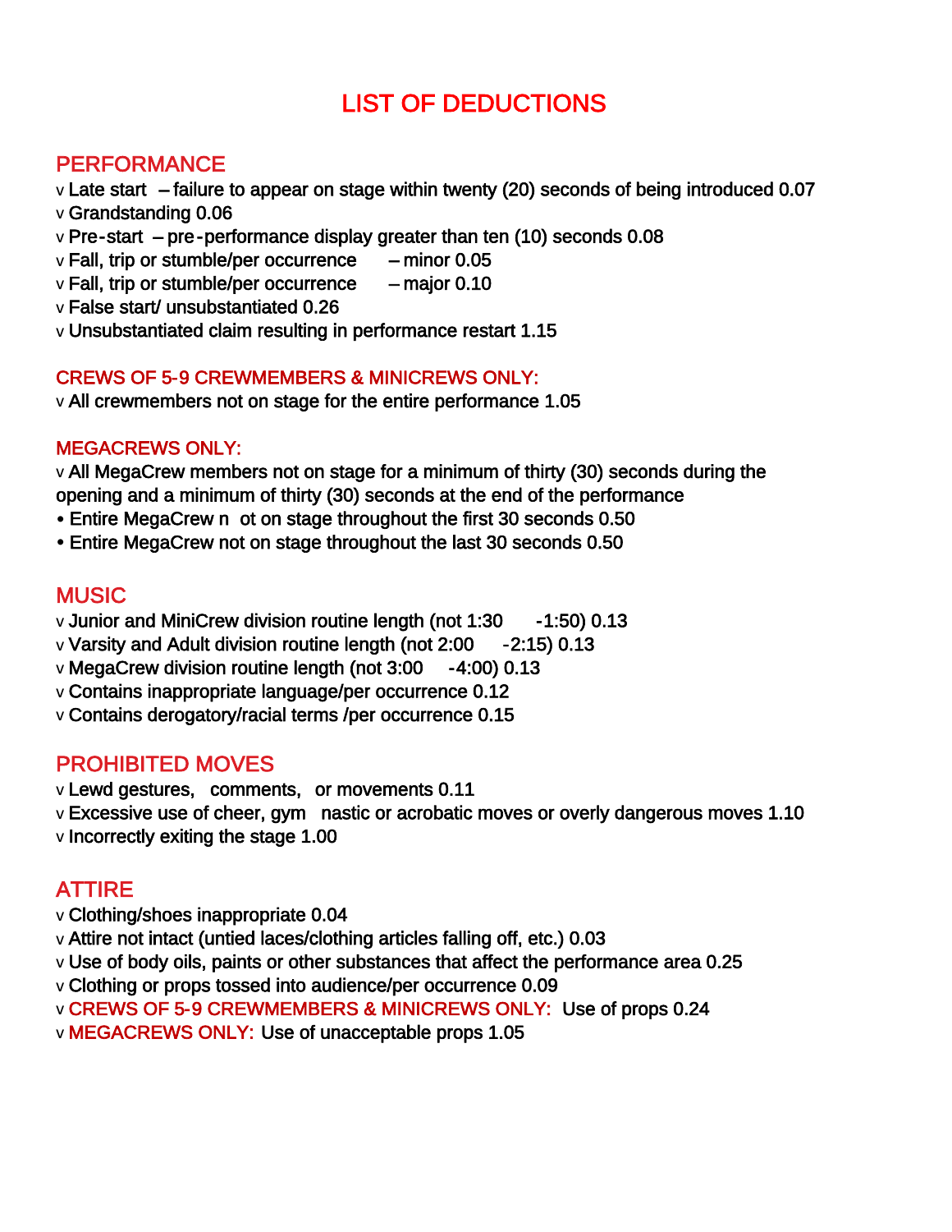# LIST OF DEDUCTIONS

## PERFORMANCE

- Late start – failure to appear on stage within twenty (20) seconds of being introduced 0.07
- Grandstanding 0.06
- Pre-start – pre-performance display greater than ten (10) seconds 0.08
- Fall, trip or stumble/per occurrence – minor 0.05
- Fall, trip or stumble/per occurrence – major 0.10
- False start/ unsubstantiated 0.26
- Unsubstantiated claim resulting in performance restart 1.15

### CREWS OF 5-9 CREWMEMBERS & MINICREWS ONLY:

- All crewmembers not on stage for the entire performance 1.05

### MEGACREWS ONLY:

- All MegaCrew members not on stage for a minimum of thirty (30) seconds during the opening and a minimum of thirty (30) seconds at the end of the performance
  - Entire MegaCrew not on stage throughout the first 30 seconds 0.50
  - Entire MegaCrew not on stage throughout the last 30 seconds 0.50

## MUSIC

- Junior and MiniCrew division routine length (not 1:30 -1:50) 0.13
- Varsity and Adult division routine length (not 2:00 -2:15) 0.13
- MegaCrew division routine length (not 3:00 -4:00) 0.13
- Contains inappropriate language/per occurrence 0.12
- Contains derogatory/racial terms /per occurrence 0.15

## PROHIBITED MOVES

- Lewd gestures, comments, or movements 0.11
- Excessive use of cheer, gymnastic or acrobatic moves or overly dangerous moves 1.10
- Incorrectly exiting the stage 1.00

## ATTIRE

- Clothing/shoes inappropriate 0.04
- Attire not intact (untied laces/clothing articles falling off, etc.) 0.03
- Use of body oils, paints or other substances that affect the performance area 0.25
- Clothing or props tossed into audience/per occurrence 0.09
- CREWS OF 5-9 CREWMEMBERS & MINICREWS ONLY: Use of props 0.24
- MEGACREWS ONLY: Use of unacceptable props 1.05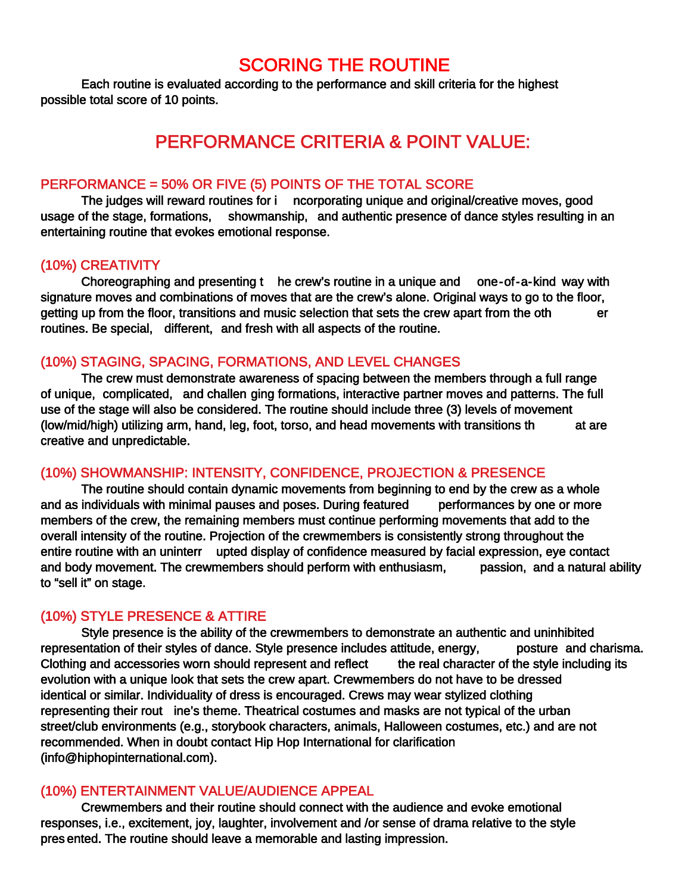# SCORING THE ROUTINE

Each routine is evaluated according to the performance and skill criteria for the highest possible total score of 10 points.

# PERFORMANCE CRITERIA & POINT VALUE:

## PERFORMANCE = 50% OR FIVE (5) POINTS OF THE TOTAL SCORE

The judges will reward routines for incorporating unique and original/creative moves, good usage of the stage, formations, showmanship, and authentic presence of dance styles resulting in an entertaining routine that evokes emotional response.

## (10%) CREATIVITY

Choreographing and presenting the crew's routine in a unique and one-of-a-kind way with signature moves and combinations of moves that are the crew's alone. Original ways to go to the floor, getting up from the floor, transitions and music selection that sets the crew apart from the other routines. Be special, different, and fresh with all aspects of the routine.

## (10%) STAGING, SPACING, FORMATIONS, AND LEVEL CHANGES

The crew must demonstrate awareness of spacing between the members through a full range of unique, complicated, and challenging formations, interactive partner moves and patterns. The full use of the stage will also be considered. The routine should include three (3) levels of movement (low/mid/high) utilizing arm, hand, leg, foot, torso, and head movements with transitions that are creative and unpredictable.

## (10%) SHOWMANSHIP: INTENSITY, CONFIDENCE, PROJECTION & PRESENCE

The routine should contain dynamic movements from beginning to end by the crew as a whole and as individuals with minimal pauses and poses. During featured performances by one or more members of the crew, the remaining members must continue performing movements that add to the overall intensity of the routine. Projection of the crewmembers is consistently strong throughout the entire routine with an uninterrupted display of confidence measured by facial expression, eye contact and body movement. The crewmembers should perform with enthusiasm, passion, and a natural ability to "sell it" on stage.

## (10%) STYLE PRESENCE & ATTIRE

Style presence is the ability of the crewmembers to demonstrate an authentic and uninhibited representation of their styles of dance. Style presence includes attitude, energy, posture and charisma. Clothing and accessories worn should represent and reflect the real character of the style including its evolution with a unique look that sets the crew apart. Crewmembers do not have to be dressed identical or similar. Individuality of dress is encouraged. Crews may wear stylized clothing representing their routine's theme. Theatrical costumes and masks are not typical of the urban street/club environments (e.g., storybook characters, animals, Halloween costumes, etc.) and are not recommended. When in doubt contact Hip Hop International for clarification (info@hiphopinternational.com).

## (10%) ENTERTAINMENT VALUE/AUDIENCE APPEAL

Crewmembers and their routine should connect with the audience and evoke emotional responses, i.e., excitement, joy, laughter, involvement and /or sense of drama relative to the style presented. The routine should leave a memorable and lasting impression.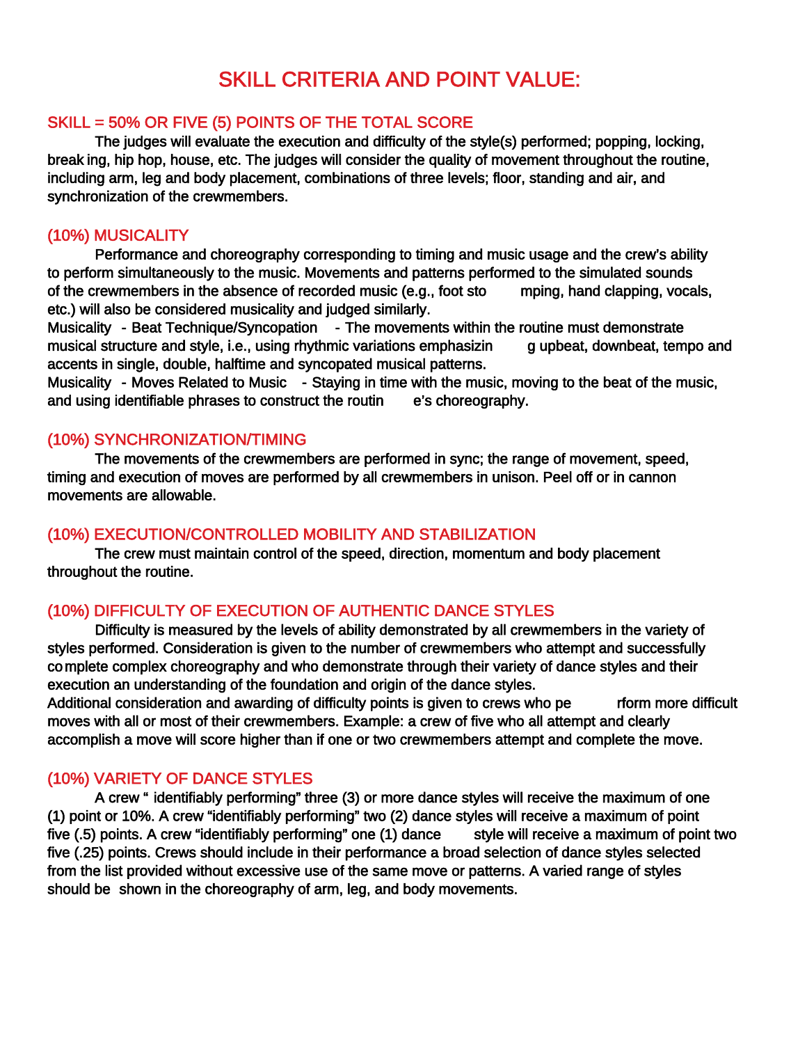# SKILL CRITERIA AND POINT VALUE:

## SKILL = 50% OR FIVE (5) POINTS OF THE TOTAL SCORE

The judges will evaluate the execution and difficulty of the style(s) performed; popping, locking, breaking, hip hop, house, etc. The judges will consider the quality of movement throughout the routine, including arm, leg and body placement, combinations of three levels; floor, standing and air, and synchronization of the crewmembers.

## (10%) MUSICALITY

Performance and choreography corresponding to timing and music usage and the crew's ability to perform simultaneously to the music. Movements and patterns performed to the simulated sounds of the crewmembers in the absence of recorded music (e.g., foot stomping, hand clapping, vocals, etc.) will also be considered musicality and judged similarly.

Musicality - Beat Technique/Syncopation - The movements within the routine must demonstrate musical structure and style, i.e., using rhythmic variations emphasizing upbeat, downbeat, tempo and accents in single, double, halftime and syncopated musical patterns.

Musicality - Moves Related to Music - Staying in time with the music, moving to the beat of the music, and using identifiable phrases to construct the routine's choreography.

## (10%) SYNCHRONIZATION/TIMING

The movements of the crewmembers are performed in sync; the range of movement, speed, timing and execution of moves are performed by all crewmembers in unison. Peel off or in cannon movements are allowable.

## (10%) EXECUTION/CONTROLLED MOBILITY AND STABILIZATION

The crew must maintain control of the speed, direction, momentum and body placement throughout the routine.

## (10%) DIFFICULTY OF EXECUTION OF AUTHENTIC DANCE STYLES

Difficulty is measured by the levels of ability demonstrated by all crewmembers in the variety of styles performed. Consideration is given to the number of crewmembers who attempt and successfully complete complex choreography and who demonstrate through their variety of dance styles and their execution an understanding of the foundation and origin of the dance styles.

Additional consideration and awarding of difficulty points is given to crews who perform more difficult moves with all or most of their crewmembers. Example: a crew of five who all attempt and clearly accomplish a move will score higher than if one or two crewmembers attempt and complete the move.

## (10%) VARIETY OF DANCE STYLES

A crew "identifiably performing" three (3) or more dance styles will receive the maximum of one (1) point or 10%. A crew "identifiably performing" two (2) dance styles will receive a maximum of point five (.5) points. A crew "identifiably performing" one (1) dance style will receive a maximum of point two five (.25) points. Crews should include in their performance a broad selection of dance styles selected from the list provided without excessive use of the same move or patterns. A varied range of styles should be shown in the choreography of arm, leg, and body movements.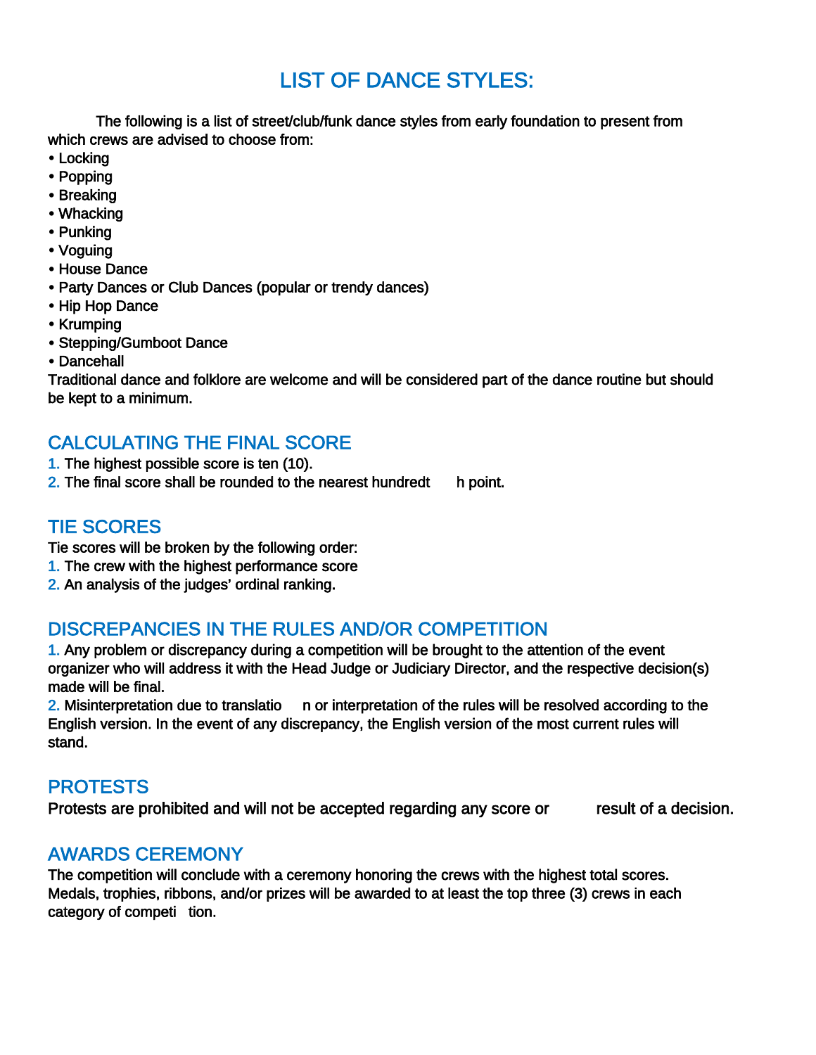# LIST OF DANCE STYLES:

The following is a list of street/club/funk dance styles from early foundation to present from which crews are advised to choose from:

- Locking
- Popping
- Breaking
- Whacking
- Punking
- Voguing
- House Dance
- Party Dances or Club Dances (popular or trendy dances)
- Hip Hop Dance
- Krumping
- Stepping/Gumboot Dance
- Dancehall

Traditional dance and folklore are welcome and will be considered part of the dance routine but should be kept to a minimum.

## CALCULATING THE FINAL SCORE

1. The highest possible score is ten (10).
2. The final score shall be rounded to the nearest hundredth point.

## TIE SCORES

Tie scores will be broken by the following order:

1. The crew with the highest performance score
2. An analysis of the judges' ordinal ranking.

## DISCREPANCIES IN THE RULES AND/OR COMPETITION

1. Any problem or discrepancy during a competition will be brought to the attention of the event organizer who will address it with the Head Judge or Judiciary Director, and the respective decision(s) made will be final.
2. Misinterpretation due to translation or interpretation of the rules will be resolved according to the English version. In the event of any discrepancy, the English version of the most current rules will stand.

## PROTESTS

Protests are prohibited and will not be accepted regarding any score or result of a decision.

## AWARDS CEREMONY

The competition will conclude with a ceremony honoring the crews with the highest total scores. Medals, trophies, ribbons, and/or prizes will be awarded to at least the top three (3) crews in each category of competition.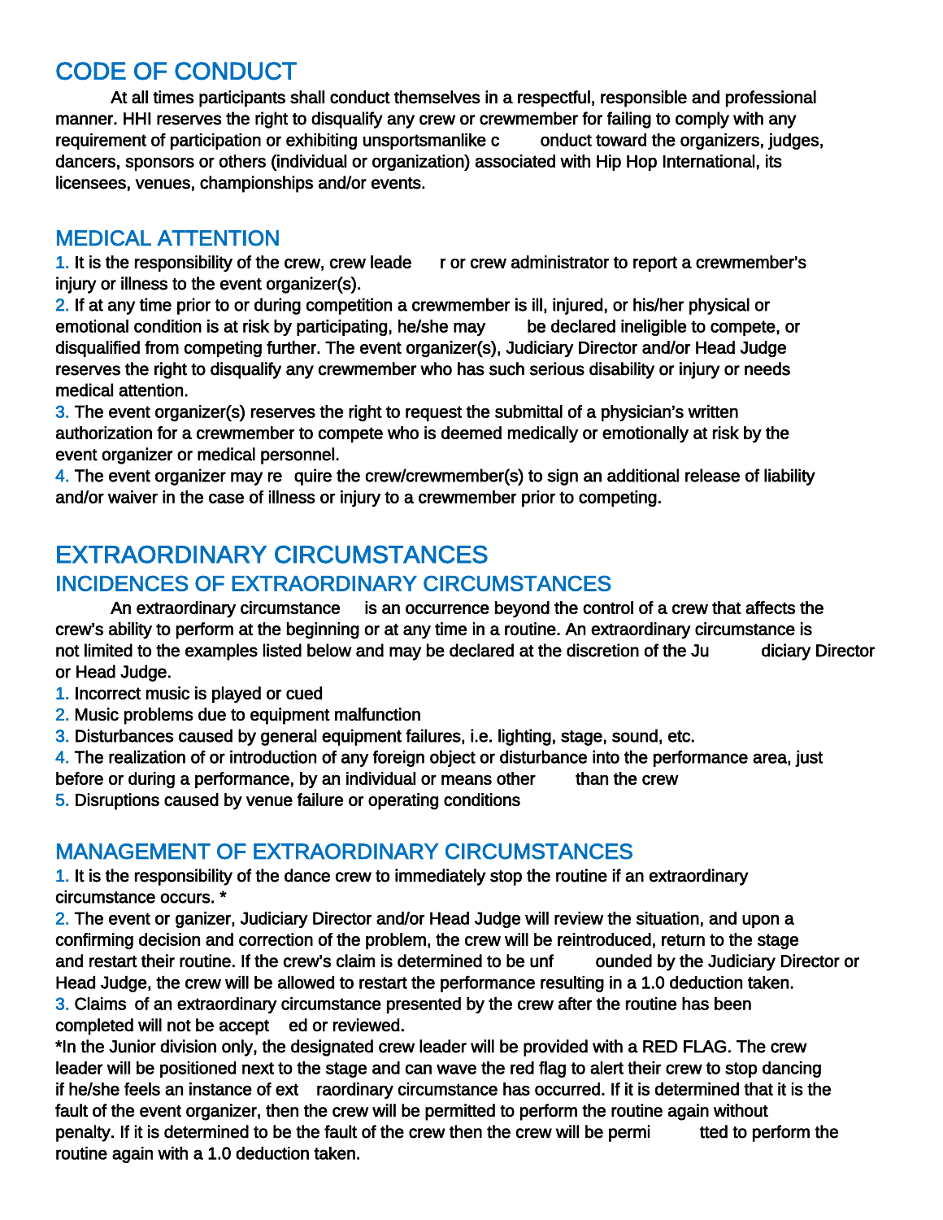## CODE OF CONDUCT

At all times participants shall conduct themselves in a respectful, responsible and professional manner. HHI reserves the right to disqualify any crew or crewmember for failing to comply with any requirement of participation or exhibiting unsportsmanlike conduct toward the organizers, judges, dancers, sponsors or others (individual or organization) associated with Hip Hop International, its licensees, venues, championships and/or events.

## MEDICAL ATTENTION

1. It is the responsibility of the crew, crew leader or crew administrator to report a crewmember's injury or illness to the event organizer(s).
2. If at any time prior to or during competition a crewmember is ill, injured, or his/her physical or emotional condition is at risk by participating, he/she may be declared ineligible to compete, or disqualified from competing further. The event organizer(s), Judiciary Director and/or Head Judge reserves the right to disqualify any crewmember who has such serious disability or injury or needs medical attention.
3. The event organizer(s) reserves the right to request the submittal of a physician's written authorization for a crewmember to compete who is deemed medically or emotionally at risk by the event organizer or medical personnel.
4. The event organizer may require the crew/crewmember(s) to sign an additional release of liability and/or waiver in the case of illness or injury to a crewmember prior to competing.

# EXTRAORDINARY CIRCUMSTANCES

## INCIDENCES OF EXTRAORDINARY CIRCUMSTANCES

An extraordinary circumstance is an occurrence beyond the control of a crew that affects the crew's ability to perform at the beginning or at any time in a routine. An extraordinary circumstance is not limited to the examples listed below and may be declared at the discretion of the Judiciary Director or Head Judge.

1. Incorrect music is played or cued
2. Music problems due to equipment malfunction
3. Disturbances caused by general equipment failures, i.e. lighting, stage, sound, etc.
4. The realization of or introduction of any foreign object or disturbance into the performance area, just before or during a performance, by an individual or means other than the crew
5. Disruptions caused by venue failure or operating conditions

## MANAGEMENT OF EXTRAORDINARY CIRCUMSTANCES

1. It is the responsibility of the dance crew to immediately stop the routine if an extraordinary circumstance occurs. *
2. The event organizer, Judiciary Director and/or Head Judge will review the situation, and upon a confirming decision and correction of the problem, the crew will be reintroduced, return to the stage and restart their routine. If the crew's claim is determined to be unfounded by the Judiciary Director or Head Judge, the crew will be allowed to restart the performance resulting in a 1.0 deduction taken.
3. Claims of an extraordinary circumstance presented by the crew after the routine has been completed will not be accepted or reviewed.

*In the Junior division only, the designated crew leader will be provided with a RED FLAG. The crew leader will be positioned next to the stage and can wave the red flag to alert their crew to stop dancing if he/she feels an instance of extraordinary circumstance has occurred. If it is determined that it is the fault of the event organizer, then the crew will be permitted to perform the routine again without penalty. If it is determined to be the fault of the crew then the crew will be permitted to perform the routine again with a 1.0 deduction taken.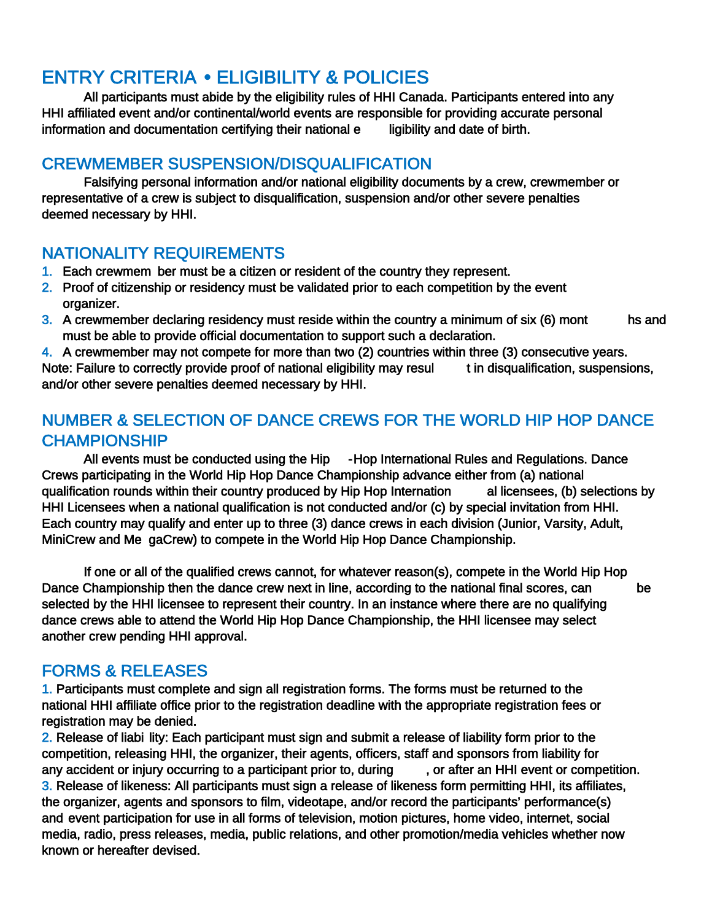## ENTRY CRITERIA • ELIGIBILITY & POLICIES

All participants must abide by the eligibility rules of HHI Canada. Participants entered into any HHI affiliated event and/or continental/world events are responsible for providing accurate personal information and documentation certifying their national eligibility and date of birth.

## CREWMEMBER SUSPENSION/DISQUALIFICATION

Falsifying personal information and/or national eligibility documents by a crew, crewmember or representative of a crew is subject to disqualification, suspension and/or other severe penalties deemed necessary by HHI.

## NATIONALITY REQUIREMENTS

1. Each crewmember must be a citizen or resident of the country they represent.
2. Proof of citizenship or residency must be validated prior to each competition by the event organizer.
3. A crewmember declaring residency must reside within the country a minimum of six (6) months and must be able to provide official documentation to support such a declaration.
4. A crewmember may not compete for more than two (2) countries within three (3) consecutive years.

Note: Failure to correctly provide proof of national eligibility may result in disqualification, suspensions, and/or other severe penalties deemed necessary by HHI.

## NUMBER & SELECTION OF DANCE CREWS FOR THE WORLD HIP HOP DANCE CHAMPIONSHIP

All events must be conducted using the Hip-Hop International Rules and Regulations. Dance Crews participating in the World Hip Hop Dance Championship advance either from (a) national qualification rounds within their country produced by Hip Hop International licensees, (b) selections by HHI Licensees when a national qualification is not conducted and/or (c) by special invitation from HHI. Each country may qualify and enter up to three (3) dance crews in each division (Junior, Varsity, Adult, MiniCrew and MegaCrew) to compete in the World Hip Hop Dance Championship.

If one or all of the qualified crews cannot, for whatever reason(s), compete in the World Hip Hop Dance Championship then the dance crew next in line, according to the national final scores, can be selected by the HHI licensee to represent their country. In an instance where there are no qualifying dance crews able to attend the World Hip Hop Dance Championship, the HHI licensee may select another crew pending HHI approval.

## FORMS & RELEASES

1. Participants must complete and sign all registration forms. The forms must be returned to the national HHI affiliate office prior to the registration deadline with the appropriate registration fees or registration may be denied.
2. Release of liability: Each participant must sign and submit a release of liability form prior to the competition, releasing HHI, the organizer, their agents, officers, staff and sponsors from liability for any accident or injury occurring to a participant prior to, during, or after an HHI event or competition.
3. Release of likeness: All participants must sign a release of likeness form permitting HHI, its affiliates, the organizer, agents and sponsors to film, videotape, and/or record the participants' performance(s) and event participation for use in all forms of television, motion pictures, home video, internet, social media, radio, press releases, media, public relations, and other promotion/media vehicles whether now known or hereafter devised.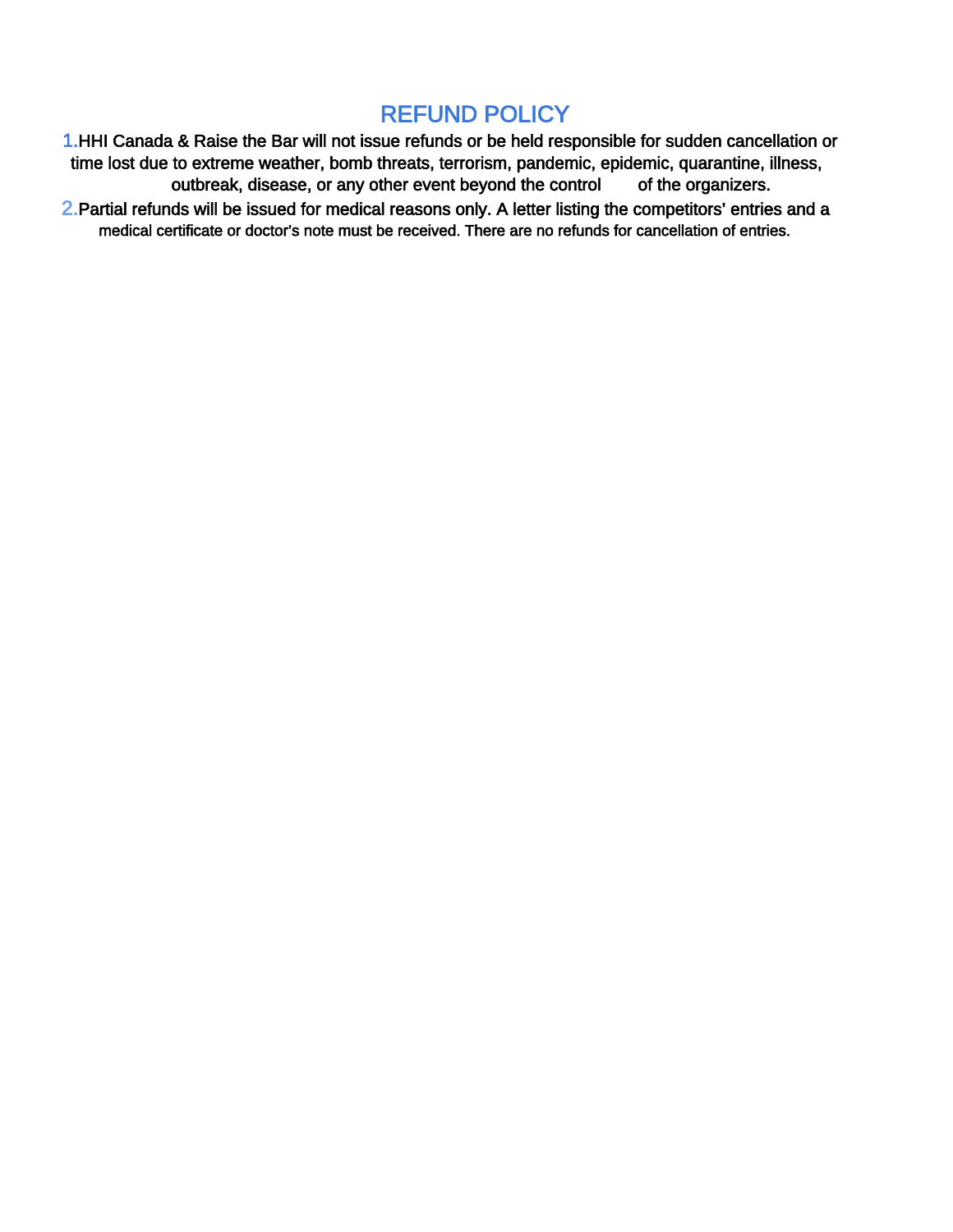# REFUND POLICY

1. HHI Canada & Raise the Bar will not issue refunds or be held responsible for sudden cancellation or time lost due to extreme weather, bomb threats, terrorism, pandemic, epidemic, quarantine, illness, outbreak, disease, or any other event beyond the control of the organizers.
2. Partial refunds will be issued for medical reasons only. A letter listing the competitors' entries and a medical certificate or doctor's note must be received. There are no refunds for cancellation of entries.